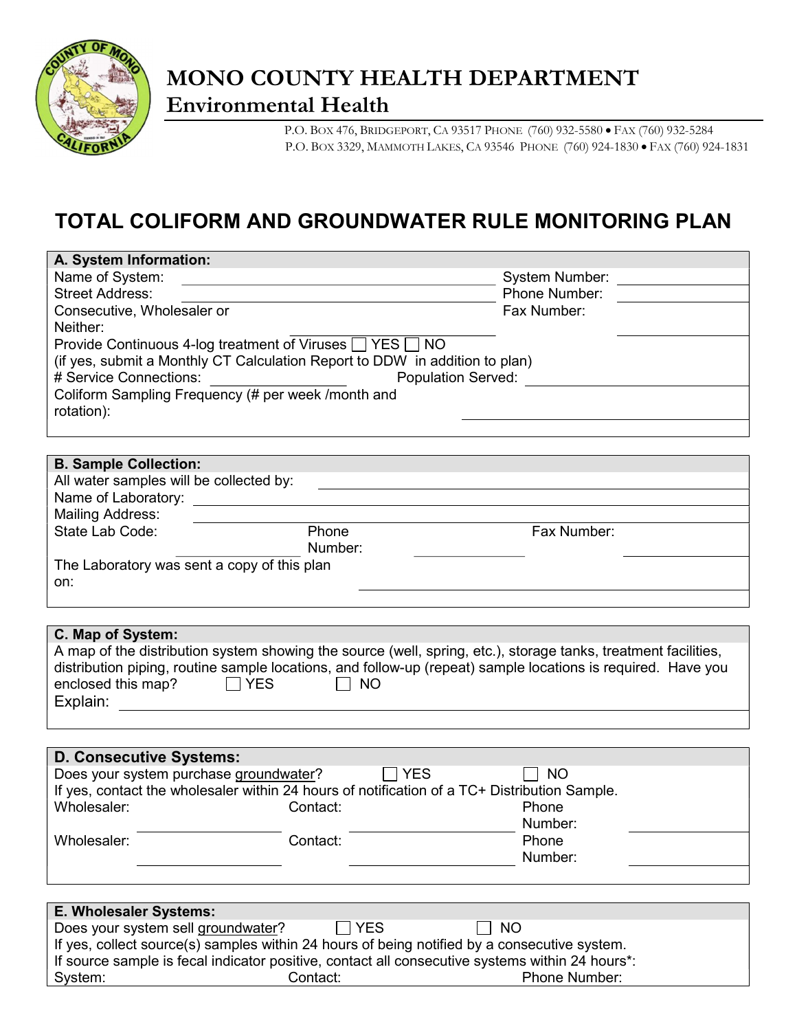# MONO COUNTY HEALTH DEPARTMENT

## Environmental Health

P.O. Box 476, Bridgeport, CA 93517 Phone (760) 932-5580 • Fax (760) 932-5284
P.O. Box 3329, Mammoth Lakes, CA 93546 Phone (760) 924-1830 • Fax (760) 924-1831

# TOTAL COLIFORM AND GROUNDWATER RULE MONITORING PLAN

### A. System Information:

Name of System: ______________________ System Number: __________

Street Address: ______________________ Phone Number: __________

Consecutive, Wholesaler or Neither: ______________________ Fax Number: __________

Provide Continuous 4-log treatment of Viruses ☐ YES ☐ NO

(if yes, submit a Monthly CT Calculation Report to DDW in addition to plan)

# Service Connections: __________ Population Served: __________

Coliform Sampling Frequency (# per week /month and rotation): ______________________

### B. Sample Collection:

All water samples will be collected by: ______________________

Name of Laboratory: ______________________

Mailing Address: ______________________

State Lab Code: __________ Phone Number: __________ Fax Number: __________

The Laboratory was sent a copy of this plan on: ______________________

### C. Map of System:

A map of the distribution system showing the source (well, spring, etc.), storage tanks, treatment facilities, distribution piping, routine sample locations, and follow-up (repeat) sample locations is required. Have you enclosed this map? ☐ YES ☐ NO

Explain: ______________________

### D. Consecutive Systems:

Does your system purchase groundwater? ☐ YES ☐ NO

If yes, contact the wholesaler within 24 hours of notification of a TC+ Distribution Sample.

Wholesaler: __________ Contact: __________ Phone Number: __________

Wholesaler: __________ Contact: __________ Phone Number: __________

### E. Wholesaler Systems:

Does your system sell groundwater? ☐ YES ☐ NO

If yes, collect source(s) samples within 24 hours of being notified by a consecutive system.

If source sample is fecal indicator positive, contact all consecutive systems within 24 hours*:

System: Contact: Phone Number: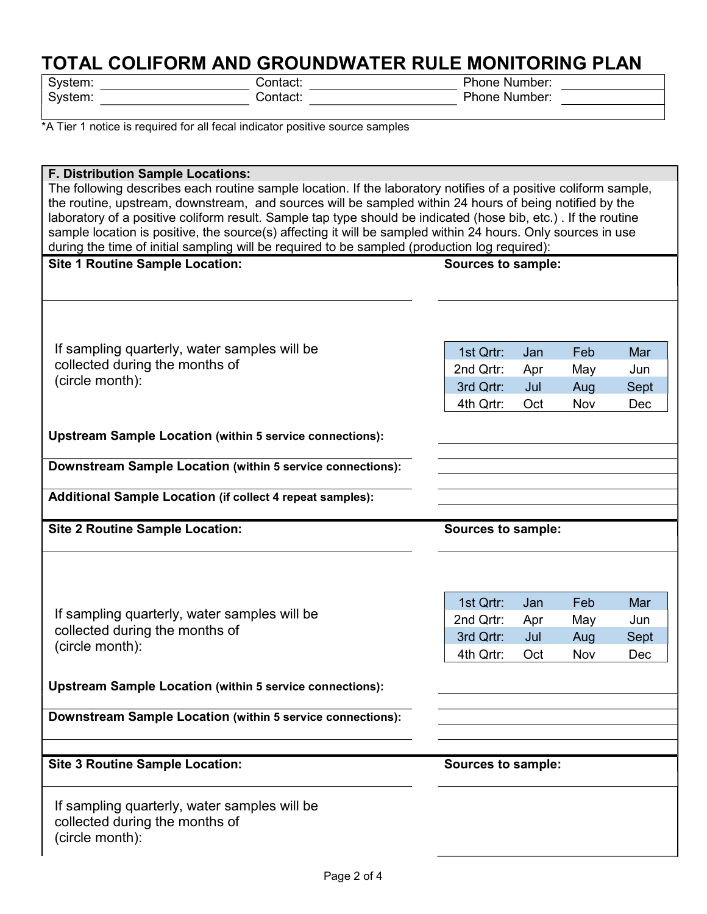# TOTAL COLIFORM AND GROUNDWATER RULE MONITORING PLAN

| System: ____________________ | Contact: ____________________ | Phone Number: ____________ |
|---|---|---|
| System: ____________________ | Contact: ____________________ | Phone Number: ____________ |

*A Tier 1 notice is required for all fecal indicator positive source samples

**F. Distribution Sample Locations:**

The following describes each routine sample location. If the laboratory notifies of a positive coliform sample, the routine, upstream, downstream, and sources will be sampled within 24 hours of being notified by the laboratory of a positive coliform result. Sample tap type should be indicated (hose bib, etc.) . If the routine sample location is positive, the source(s) affecting it will be sampled within 24 hours. Only sources in use during the time of initial sampling will be required to be sampled (production log required):

**Site 1 Routine Sample Location:** ____________________

**Sources to sample:** ____________________

If sampling quarterly, water samples will be collected during the months of (circle month):

| | | | |
|---|---|---|---|
| 1st Qrtr: | Jan | Feb | Mar |
| 2nd Qrtr: | Apr | May | Jun |
| 3rd Qrtr: | Jul | Aug | Sept |
| 4th Qrtr: | Oct | Nov | Dec |

**Upstream Sample Location (within 5 service connections):** ____________________

**Downstream Sample Location (within 5 service connections):** ____________________

**Additional Sample Location (if collect 4 repeat samples):** ____________________

**Site 2 Routine Sample Location:** ____________________

**Sources to sample:** ____________________

If sampling quarterly, water samples will be collected during the months of (circle month):

| | | | |
|---|---|---|---|
| 1st Qrtr: | Jan | Feb | Mar |
| 2nd Qrtr: | Apr | May | Jun |
| 3rd Qrtr: | Jul | Aug | Sept |
| 4th Qrtr: | Oct | Nov | Dec |

**Upstream Sample Location (within 5 service connections):** ____________________

**Downstream Sample Location (within 5 service connections):** ____________________

**Site 3 Routine Sample Location:** ____________________

**Sources to sample:** ____________________

If sampling quarterly, water samples will be collected during the months of (circle month):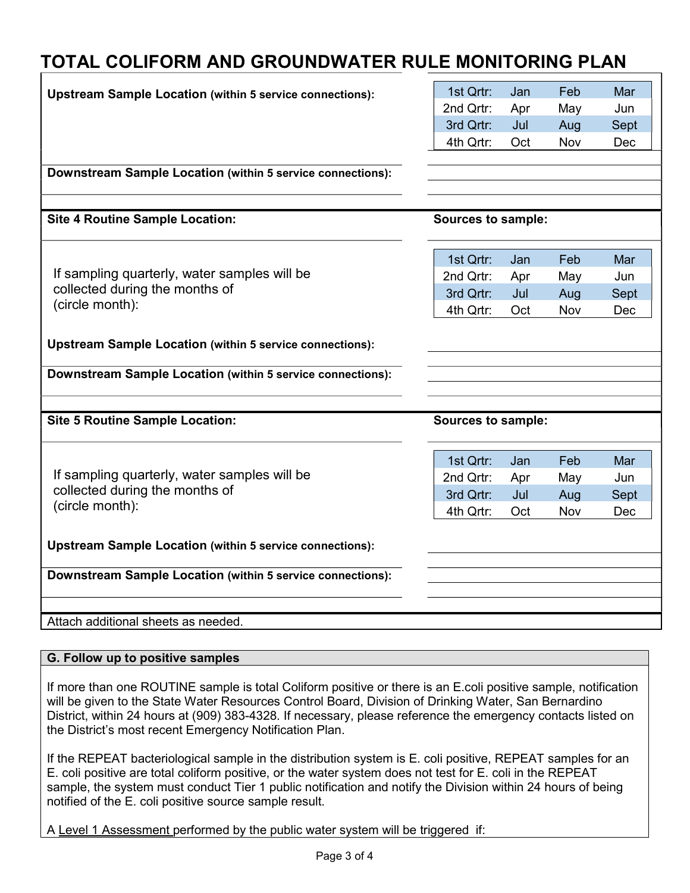# TOTAL COLIFORM AND GROUNDWATER RULE MONITORING PLAN

**Upstream Sample Location** **(within 5 service connections):**

| | | | |
|---|---|---|---|
| 1st Qrtr: | Jan | Feb | Mar |
| 2nd Qrtr: | Apr | May | Jun |
| 3rd Qrtr: | Jul | Aug | Sept |
| 4th Qrtr: | Oct | Nov | Dec |

**Downstream Sample Location** **(within 5 service connections):**

---

**Site 4 Routine Sample Location:**

**Sources to sample:**

If sampling quarterly, water samples will be collected during the months of (circle month):

| | | | |
|---|---|---|---|
| 1st Qrtr: | Jan | Feb | Mar |
| 2nd Qrtr: | Apr | May | Jun |
| 3rd Qrtr: | Jul | Aug | Sept |
| 4th Qrtr: | Oct | Nov | Dec |

**Upstream Sample Location** **(within 5 service connections):**

**Downstream Sample Location** **(within 5 service connections):**

---

**Site 5 Routine Sample Location:**

**Sources to sample:**

If sampling quarterly, water samples will be collected during the months of (circle month):

| | | | |
|---|---|---|---|
| 1st Qrtr: | Jan | Feb | Mar |
| 2nd Qrtr: | Apr | May | Jun |
| 3rd Qrtr: | Jul | Aug | Sept |
| 4th Qrtr: | Oct | Nov | Dec |

**Upstream Sample Location** **(within 5 service connections):**

**Downstream Sample Location** **(within 5 service connections):**

---

Attach additional sheets as needed.

## G. Follow up to positive samples

If more than one ROUTINE sample is total Coliform positive or there is an E.coli positive sample, notification will be given to the State Water Resources Control Board, Division of Drinking Water, San Bernardino District, within 24 hours at (909) 383-4328. If necessary, please reference the emergency contacts listed on the District's most recent Emergency Notification Plan.

If the REPEAT bacteriological sample in the distribution system is E. coli positive, REPEAT samples for an E. coli positive are total coliform positive, or the water system does not test for E. coli in the REPEAT sample, the system must conduct Tier 1 public notification and notify the Division within 24 hours of being notified of the E. coli positive source sample result.

A Level 1 Assessment performed by the public water system will be triggered if: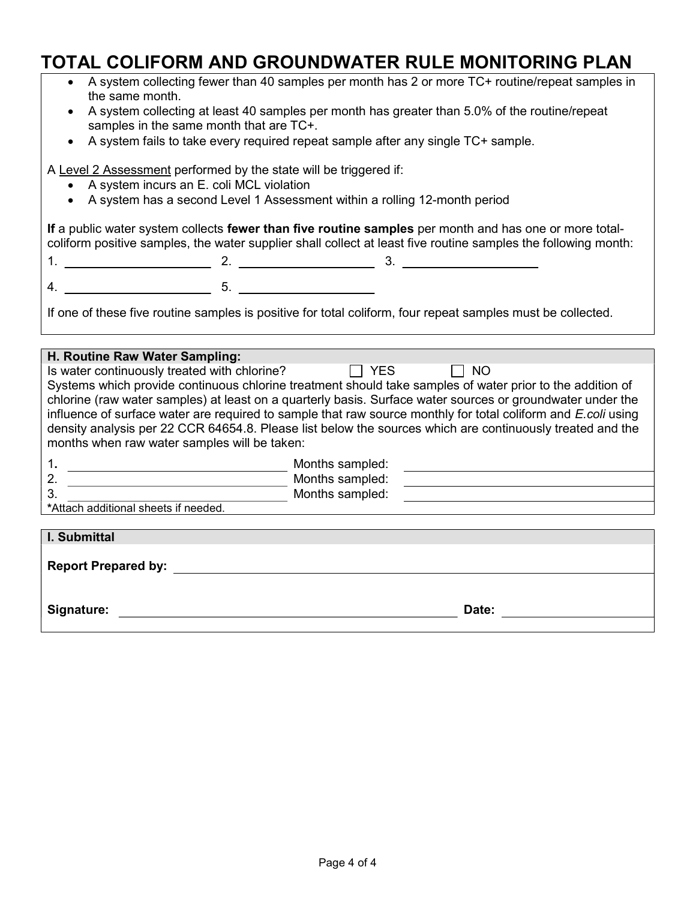# TOTAL COLIFORM AND GROUNDWATER RULE MONITORING PLAN

- A system collecting fewer than 40 samples per month has 2 or more TC+ routine/repeat samples in the same month.
- A system collecting at least 40 samples per month has greater than 5.0% of the routine/repeat samples in the same month that are TC+.
- A system fails to take every required repeat sample after any single TC+ sample.

A Level 2 Assessment performed by the state will be triggered if:

- A system incurs an E. coli MCL violation
- A system has a second Level 1 Assessment within a rolling 12-month period

**If** a public water system collects **fewer than five routine samples** per month and has one or more total-coliform positive samples, the water supplier shall collect at least five routine samples the following month:

1. ______________________ 2. ______________________ 3. ______________________

4. ______________________ 5. ______________________

If one of these five routine samples is positive for total coliform, four repeat samples must be collected.

## H. Routine Raw Water Sampling:

Is water continuously treated with chlorine? ☐ YES ☐ NO

Systems which provide continuous chlorine treatment should take samples of water prior to the addition of chlorine (raw water samples) at least on a quarterly basis. Surface water sources or groundwater under the influence of surface water are required to sample that raw source monthly for total coliform and *E.coli* using density analysis per 22 CCR 64654.8. Please list below the sources which are continuously treated and the months when raw water samples will be taken:

| | | | |
|---|---|---|---|
| 1. | | Months sampled: | |
| 2. | | Months sampled: | |
| 3. | | Months sampled: | |

*Attach additional sheets if needed.

## I. Submittal

**Report Prepared by:** ______________________________________________

**Signature:** ______________________________________________ **Date:** ______________________